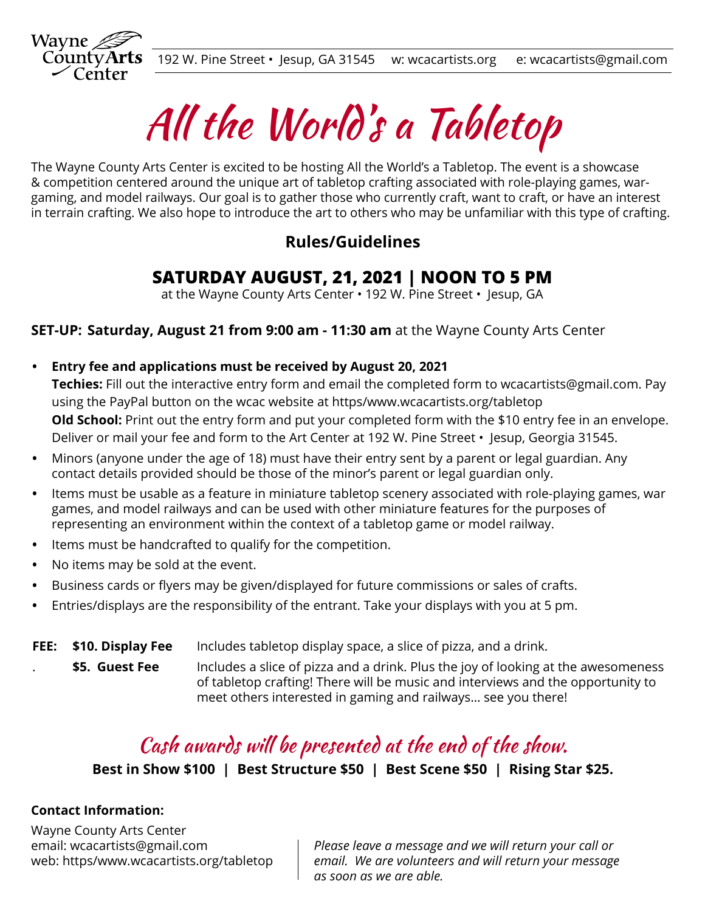Wayne County Arts Center

192 W. Pine Street • Jesup, GA 31545 w: wcacartists.org e: wcacartists@gmail.com

# All the World's a Tabletop

The Wayne County Arts Center is excited to be hosting All the World's a Tabletop. The event is a showcase & competition centered around the unique art of tabletop crafting associated with role-playing games, war-gaming, and model railways. Our goal is to gather those who currently craft, want to craft, or have an interest in terrain crafting. We also hope to introduce the art to others who may be unfamiliar with this type of crafting.

## Rules/Guidelines

## SATURDAY AUGUST, 21, 2021 | NOON TO 5 PM

at the Wayne County Arts Center • 192 W. Pine Street • Jesup, GA

**SET-UP: Saturday, August 21 from 9:00 am - 11:30 am** at the Wayne County Arts Center

- **Entry fee and applications must be received by August 20, 2021**
  **Techies:** Fill out the interactive entry form and email the completed form to wcacartists@gmail.com. Pay using the PayPal button on the wcac website at https/www.wcacartists.org/tabletop
  **Old School:** Print out the entry form and put your completed form with the $10 entry fee in an envelope. Deliver or mail your fee and form to the Art Center at 192 W. Pine Street • Jesup, Georgia 31545.
- Minors (anyone under the age of 18) must have their entry sent by a parent or legal guardian. Any contact details provided should be those of the minor's parent or legal guardian only.
- Items must be usable as a feature in miniature tabletop scenery associated with role-playing games, war games, and model railways and can be used with other miniature features for the purposes of representing an environment within the context of a tabletop game or model railway.
- Items must be handcrafted to qualify for the competition.
- No items may be sold at the event.
- Business cards or flyers may be given/displayed for future commissions or sales of crafts.
- Entries/displays are the responsibility of the entrant. Take your displays with you at 5 pm.

**FEE: $10. Display Fee** Includes tabletop display space, a slice of pizza, and a drink.

**$5. Guest Fee** Includes a slice of pizza and a drink. Plus the joy of looking at the awesomeness of tabletop crafting! There will be music and interviews and the opportunity to meet others interested in gaming and railways... see you there!

## Cash awards will be presented at the end of the show.

**Best in Show $100 | Best Structure $50 | Best Scene $50 | Rising Star $25.**

**Contact Information:**

Wayne County Arts Center
email: wcacartists@gmail.com
web: https/www.wcacartists.org/tabletop

*Please leave a message and we will return your call or email. We are volunteers and will return your message as soon as we are able.*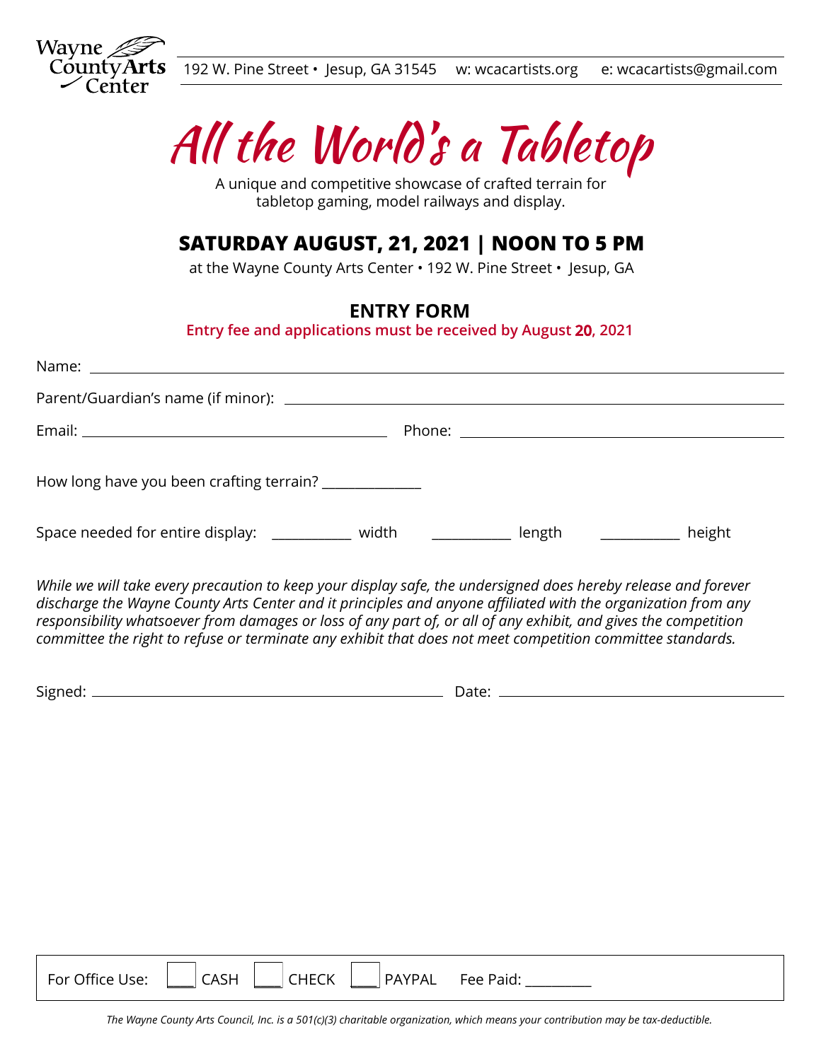Wayne County Arts Center

192 W. Pine Street • Jesup, GA 31545 w: wcacartists.org e: wcacartists@gmail.com

# All the World's a Tabletop

A unique and competitive showcase of crafted terrain for tabletop gaming, model railways and display.

## SATURDAY AUGUST, 21, 2021 | NOON TO 5 PM

at the Wayne County Arts Center • 192 W. Pine Street • Jesup, GA

## ENTRY FORM

**Entry fee and applications must be received by August 20, 2021**

Name: ______________________________

Parent/Guardian's name (if minor): ______________________________

Email: ______________________________ Phone: ______________________________

How long have you been crafting terrain? ______________

Space needed for entire display: ___________ width ___________ length ___________ height

*While we will take every precaution to keep your display safe, the undersigned does hereby release and forever discharge the Wayne County Arts Center and it principles and anyone affiliated with the organization from any responsibility whatsoever from damages or loss of any part of, or all of any exhibit, and gives the competition committee the right to refuse or terminate any exhibit that does not meet competition committee standards.*

Signed: ______________________________ Date: ______________________________

For Office Use: ___ CASH ___ CHECK ___ PAYPAL Fee Paid: _________

*The Wayne County Arts Council, Inc. is a 501(c)(3) charitable organization, which means your contribution may be tax-deductible.*